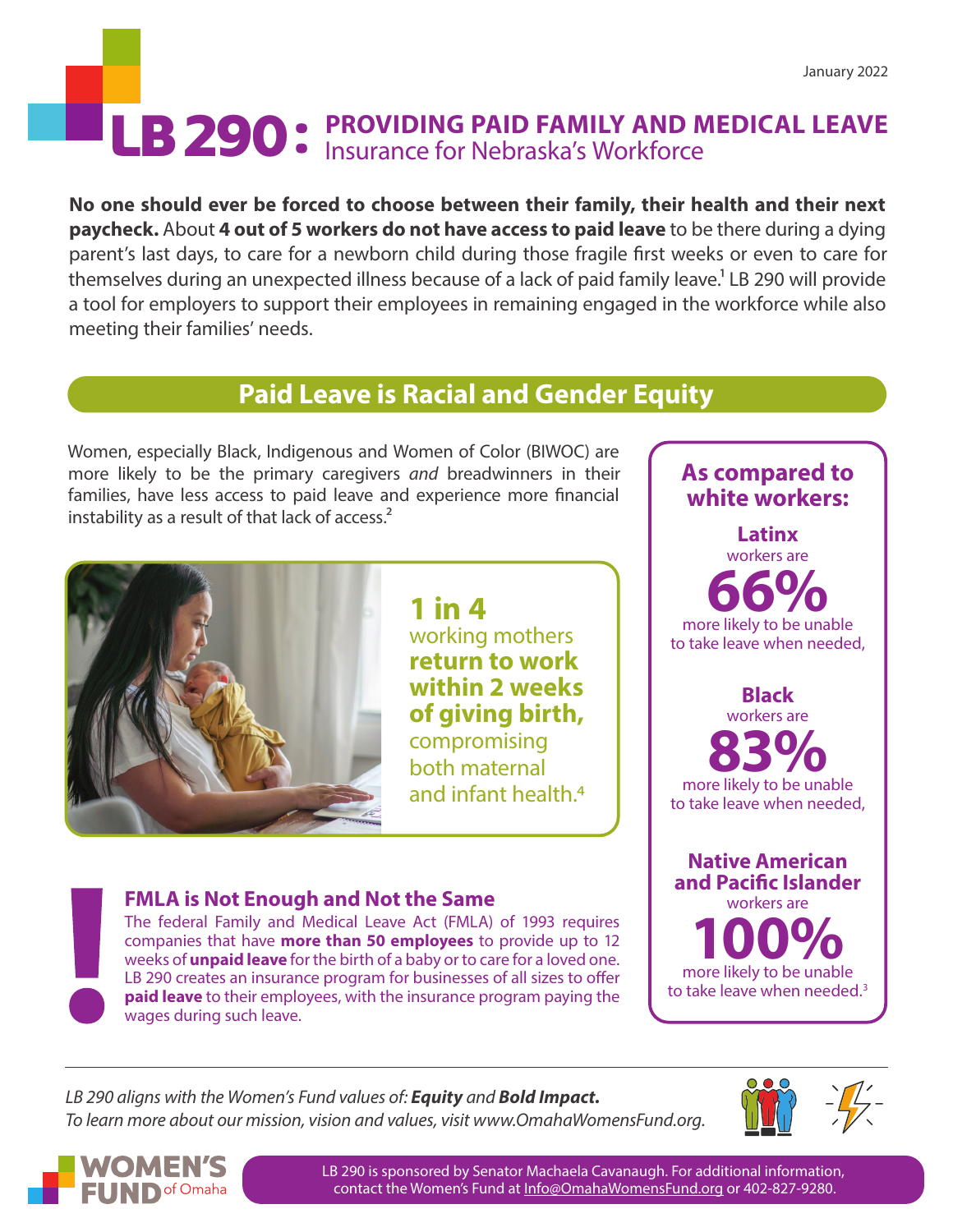January 2022

# LB 290: PROVIDING PAID FAMILY AND MEDICAL LEAVE Insurance for Nebraska's Workforce

**No one should ever be forced to choose between their family, their health and their next paycheck.** About **4 out of 5 workers do not have access to paid leave** to be there during a dying parent's last days, to care for a newborn child during those fragile first weeks or even to care for themselves during an unexpected illness because of a lack of paid family leave.[1] LB 290 will provide a tool for employers to support their employees in remaining engaged in the workforce while also meeting their families' needs.

## Paid Leave is Racial and Gender Equity

Women, especially Black, Indigenous and Women of Color (BIWOC) are more likely to be the primary caregivers *and* breadwinners in their families, have less access to paid leave and experience more financial instability as a result of that lack of access.[2]

**1 in 4** working mothers **return to work within 2 weeks of giving birth,** compromising both maternal and infant health.[4]

### FMLA is Not Enough and Not the Same

The federal Family and Medical Leave Act (FMLA) of 1993 requires companies that have **more than 50 employees** to provide up to 12 weeks of **unpaid leave** for the birth of a baby or to care for a loved one. LB 290 creates an insurance program for businesses of all sizes to offer **paid leave** to their employees, with the insurance program paying the wages during such leave.

### As compared to white workers:

**Latinx** workers are **66%** more likely to be unable to take leave when needed,

**Black** workers are **83%** more likely to be unable to take leave when needed,

**Native American and Pacific Islander** workers are **100%** more likely to be unable to take leave when needed.[3]

*LB 290 aligns with the Women's Fund values of:* ***Equity*** *and* ***Bold Impact.***
*To learn more about our mission, vision and values, visit www.OmahaWomensFund.org.*

WOMEN'S FUND of Omaha

LB 290 is sponsored by Senator Machaela Cavanaugh. For additional information, contact the Women's Fund at Info@OmahaWomensFund.org or 402-827-9280.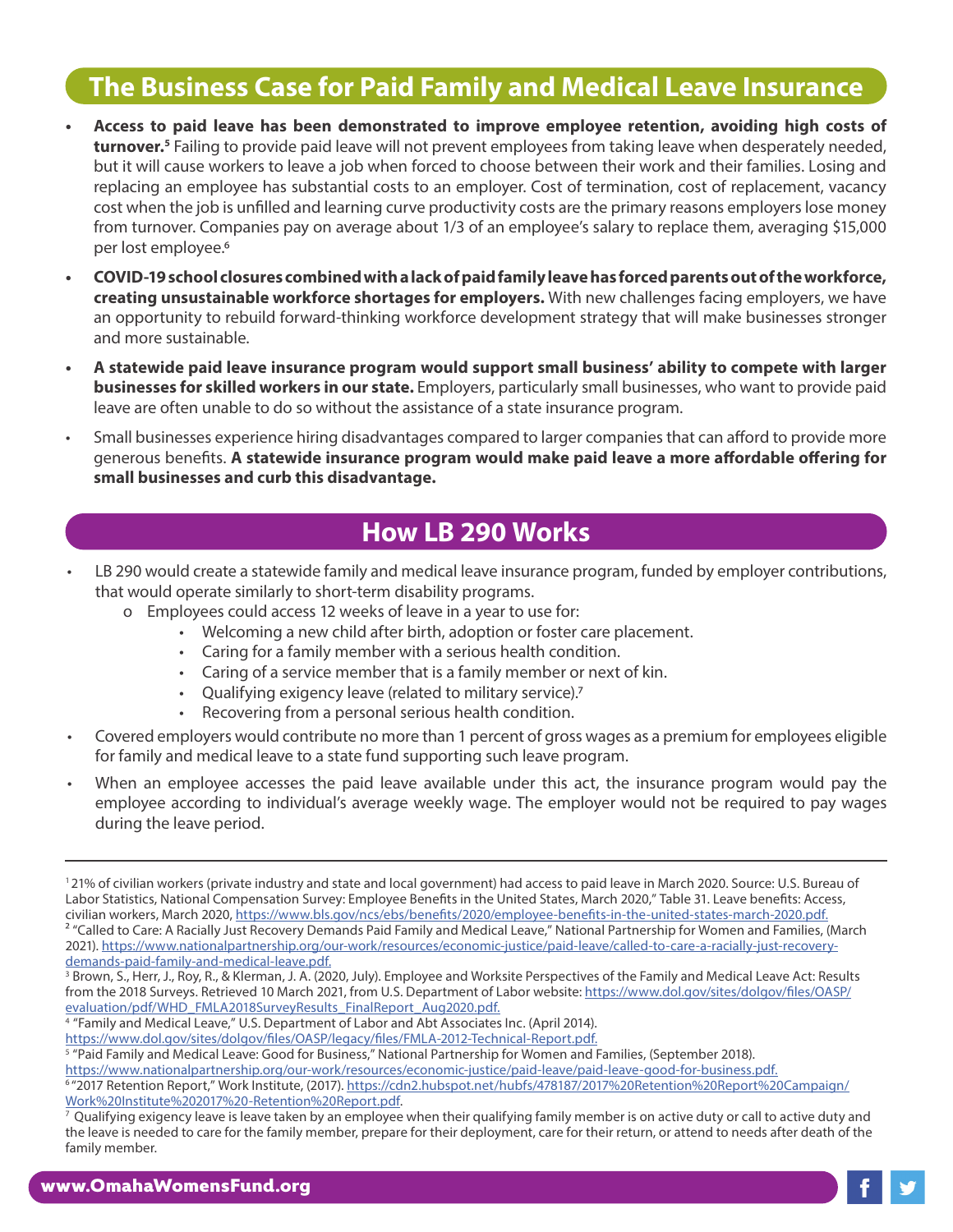## The Business Case for Paid Family and Medical Leave Insurance

- **Access to paid leave has been demonstrated to improve employee retention, avoiding high costs of turnover.[5]** Failing to provide paid leave will not prevent employees from taking leave when desperately needed, but it will cause workers to leave a job when forced to choose between their work and their families. Losing and replacing an employee has substantial costs to an employer. Cost of termination, cost of replacement, vacancy cost when the job is unfilled and learning curve productivity costs are the primary reasons employers lose money from turnover. Companies pay on average about 1/3 of an employee's salary to replace them, averaging $15,000 per lost employee.[6]
- **COVID-19 school closures combined with a lack of paid family leave has forced parents out of the workforce, creating unsustainable workforce shortages for employers.** With new challenges facing employers, we have an opportunity to rebuild forward-thinking workforce development strategy that will make businesses stronger and more sustainable.
- **A statewide paid leave insurance program would support small business' ability to compete with larger businesses for skilled workers in our state.** Employers, particularly small businesses, who want to provide paid leave are often unable to do so without the assistance of a state insurance program.
- Small businesses experience hiring disadvantages compared to larger companies that can afford to provide more generous benefits. **A statewide insurance program would make paid leave a more affordable offering for small businesses and curb this disadvantage.**

## How LB 290 Works

- LB 290 would create a statewide family and medical leave insurance program, funded by employer contributions, that would operate similarly to short-term disability programs.
  - Employees could access 12 weeks of leave in a year to use for:
    - Welcoming a new child after birth, adoption or foster care placement.
    - Caring for a family member with a serious health condition.
    - Caring of a service member that is a family member or next of kin.
    - Qualifying exigency leave (related to military service).[7]
    - Recovering from a personal serious health condition.
- Covered employers would contribute no more than 1 percent of gross wages as a premium for employees eligible for family and medical leave to a state fund supporting such leave program.
- When an employee accesses the paid leave available under this act, the insurance program would pay the employee according to individual's average weekly wage. The employer would not be required to pay wages during the leave period.

---

[1] 21% of civilian workers (private industry and state and local government) had access to paid leave in March 2020. Source: U.S. Bureau of Labor Statistics, National Compensation Survey: Employee Benefits in the United States, March 2020," Table 31. Leave benefits: Access, civilian workers, March 2020, https://www.bls.gov/ncs/ebs/benefits/2020/employee-benefits-in-the-united-states-march-2020.pdf.

[2] "Called to Care: A Racially Just Recovery Demands Paid Family and Medical Leave," National Partnership for Women and Families, (March 2021). https://www.nationalpartnership.org/our-work/resources/economic-justice/paid-leave/called-to-care-a-racially-just-recovery-demands-paid-family-and-medical-leave.pdf.

[3] Brown, S., Herr, J., Roy, R., & Klerman, J. A. (2020, July). Employee and Worksite Perspectives of the Family and Medical Leave Act: Results from the 2018 Surveys. Retrieved 10 March 2021, from U.S. Department of Labor website: https://www.dol.gov/sites/dolgov/files/OASP/evaluation/pdf/WHD_FMLA2018SurveyResults_FinalReport_Aug2020.pdf.

[4] "Family and Medical Leave," U.S. Department of Labor and Abt Associates Inc. (April 2014). https://www.dol.gov/sites/dolgov/files/OASP/legacy/files/FMLA-2012-Technical-Report.pdf.

[5] "Paid Family and Medical Leave: Good for Business," National Partnership for Women and Families, (September 2018). https://www.nationalpartnership.org/our-work/resources/economic-justice/paid-leave/paid-leave-good-for-business.pdf.

[6] "2017 Retention Report," Work Institute, (2017). https://cdn2.hubspot.net/hubfs/478187/2017%20Retention%20Report%20Campaign/Work%20Institute%202017%20-Retention%20Report.pdf.

[7] Qualifying exigency leave is leave taken by an employee when their qualifying family member is on active duty or call to active duty and the leave is needed to care for the family member, prepare for their deployment, care for their return, or attend to needs after death of the family member.

www.OmahaWomensFund.org